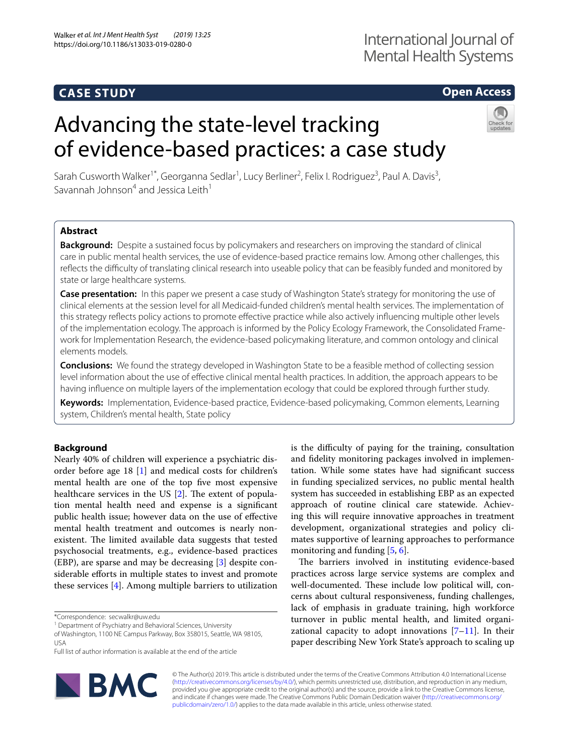CASE STUDY

Open Access

# Advancing the state-level tracking of evidence-based practices: a case study

Sarah Cusworth Walker[1*], Georganna Sedlar[1], Lucy Berliner[2], Felix I. Rodriguez[3], Paul A. Davis[3], Savannah Johnson[4] and Jessica Leith[1]

## Abstract

**Background:** Despite a sustained focus by policymakers and researchers on improving the standard of clinical care in public mental health services, the use of evidence-based practice remains low. Among other challenges, this reflects the difficulty of translating clinical research into useable policy that can be feasibly funded and monitored by state or large healthcare systems.

**Case presentation:** In this paper we present a case study of Washington State's strategy for monitoring the use of clinical elements at the session level for all Medicaid-funded children's mental health services. The implementation of this strategy reflects policy actions to promote effective practice while also actively influencing multiple other levels of the implementation ecology. The approach is informed by the Policy Ecology Framework, the Consolidated Framework for Implementation Research, the evidence-based policymaking literature, and common ontology and clinical elements models.

**Conclusions:** We found the strategy developed in Washington State to be a feasible method of collecting session level information about the use of effective clinical mental health practices. In addition, the approach appears to be having influence on multiple layers of the implementation ecology that could be explored through further study.

**Keywords:** Implementation, Evidence-based practice, Evidence-based policymaking, Common elements, Learning system, Children's mental health, State policy

## Background

Nearly 40% of children will experience a psychiatric disorder before age 18 [1] and medical costs for children's mental health are one of the top five most expensive healthcare services in the US [2]. The extent of population mental health need and expense is a significant public health issue; however data on the use of effective mental health treatment and outcomes is nearly nonexistent. The limited available data suggests that tested psychosocial treatments, e.g., evidence-based practices (EBP), are sparse and may be decreasing [3] despite considerable efforts in multiple states to invest and promote these services [4]. Among multiple barriers to utilization is the difficulty of paying for the training, consultation and fidelity monitoring packages involved in implementation. While some states have had significant success in funding specialized services, no public mental health system has succeeded in establishing EBP as an expected approach of routine clinical care statewide. Achieving this will require innovative approaches in treatment development, organizational strategies and policy climates supportive of learning approaches to performance monitoring and funding [5, 6].

The barriers involved in instituting evidence-based practices across large service systems are complex and well-documented. These include low political will, concerns about cultural responsiveness, funding challenges, lack of emphasis in graduate training, high workforce turnover in public mental health, and limited organizational capacity to adopt innovations [7–11]. In their paper describing New York State's approach to scaling up

*Correspondence: secwalkr@uw.edu
[1] Department of Psychiatry and Behavioral Sciences, University of Washington, 1100 NE Campus Parkway, Box 358015, Seattle, WA 98105, USA
Full list of author information is available at the end of the article

© The Author(s) 2019. This article is distributed under the terms of the Creative Commons Attribution 4.0 International License (http://creativecommons.org/licenses/by/4.0/), which permits unrestricted use, distribution, and reproduction in any medium, provided you give appropriate credit to the original author(s) and the source, provide a link to the Creative Commons license, and indicate if changes were made. The Creative Commons Public Domain Dedication waiver (http://creativecommons.org/publicdomain/zero/1.0/) applies to the data made available in this article, unless otherwise stated.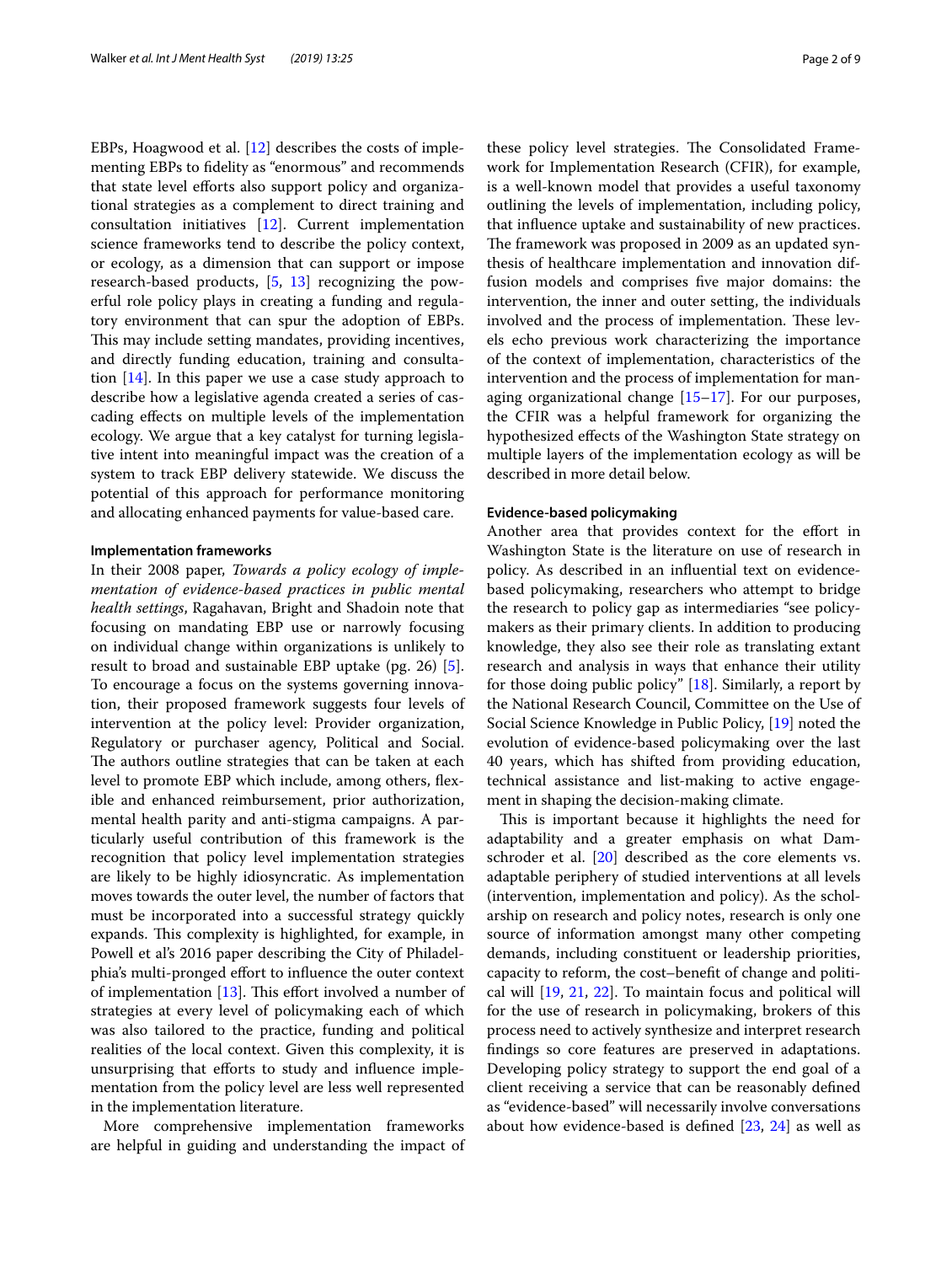EBPs, Hoagwood et al. [12] describes the costs of implementing EBPs to fidelity as "enormous" and recommends that state level efforts also support policy and organizational strategies as a complement to direct training and consultation initiatives [12]. Current implementation science frameworks tend to describe the policy context, or ecology, as a dimension that can support or impose research-based products, [5, 13] recognizing the powerful role policy plays in creating a funding and regulatory environment that can spur the adoption of EBPs. This may include setting mandates, providing incentives, and directly funding education, training and consultation [14]. In this paper we use a case study approach to describe how a legislative agenda created a series of cascading effects on multiple levels of the implementation ecology. We argue that a key catalyst for turning legislative intent into meaningful impact was the creation of a system to track EBP delivery statewide. We discuss the potential of this approach for performance monitoring and allocating enhanced payments for value-based care.

#### Implementation frameworks

In their 2008 paper, *Towards a policy ecology of implementation of evidence-based practices in public mental health settings*, Ragahavan, Bright and Shadoin note that focusing on mandating EBP use or narrowly focusing on individual change within organizations is unlikely to result to broad and sustainable EBP uptake (pg. 26) [5]. To encourage a focus on the systems governing innovation, their proposed framework suggests four levels of intervention at the policy level: Provider organization, Regulatory or purchaser agency, Political and Social. The authors outline strategies that can be taken at each level to promote EBP which include, among others, flexible and enhanced reimbursement, prior authorization, mental health parity and anti-stigma campaigns. A particularly useful contribution of this framework is the recognition that policy level implementation strategies are likely to be highly idiosyncratic. As implementation moves towards the outer level, the number of factors that must be incorporated into a successful strategy quickly expands. This complexity is highlighted, for example, in Powell et al's 2016 paper describing the City of Philadelphia's multi-pronged effort to influence the outer context of implementation [13]. This effort involved a number of strategies at every level of policymaking each of which was also tailored to the practice, funding and political realities of the local context. Given this complexity, it is unsurprising that efforts to study and influence implementation from the policy level are less well represented in the implementation literature.

More comprehensive implementation frameworks are helpful in guiding and understanding the impact of these policy level strategies. The Consolidated Framework for Implementation Research (CFIR), for example, is a well-known model that provides a useful taxonomy outlining the levels of implementation, including policy, that influence uptake and sustainability of new practices. The framework was proposed in 2009 as an updated synthesis of healthcare implementation and innovation diffusion models and comprises five major domains: the intervention, the inner and outer setting, the individuals involved and the process of implementation. These levels echo previous work characterizing the importance of the context of implementation, characteristics of the intervention and the process of implementation for managing organizational change [15–17]. For our purposes, the CFIR was a helpful framework for organizing the hypothesized effects of the Washington State strategy on multiple layers of the implementation ecology as will be described in more detail below.

#### Evidence-based policymaking

Another area that provides context for the effort in Washington State is the literature on use of research in policy. As described in an influential text on evidence-based policymaking, researchers who attempt to bridge the research to policy gap as intermediaries "see policymakers as their primary clients. In addition to producing knowledge, they also see their role as translating extant research and analysis in ways that enhance their utility for those doing public policy" [18]. Similarly, a report by the National Research Council, Committee on the Use of Social Science Knowledge in Public Policy, [19] noted the evolution of evidence-based policymaking over the last 40 years, which has shifted from providing education, technical assistance and list-making to active engagement in shaping the decision-making climate.

This is important because it highlights the need for adaptability and a greater emphasis on what Damschroder et al. [20] described as the core elements vs. adaptable periphery of studied interventions at all levels (intervention, implementation and policy). As the scholarship on research and policy notes, research is only one source of information amongst many other competing demands, including constituent or leadership priorities, capacity to reform, the cost–benefit of change and political will [19, 21, 22]. To maintain focus and political will for the use of research in policymaking, brokers of this process need to actively synthesize and interpret research findings so core features are preserved in adaptations. Developing policy strategy to support the end goal of a client receiving a service that can be reasonably defined as "evidence-based" will necessarily involve conversations about how evidence-based is defined [23, 24] as well as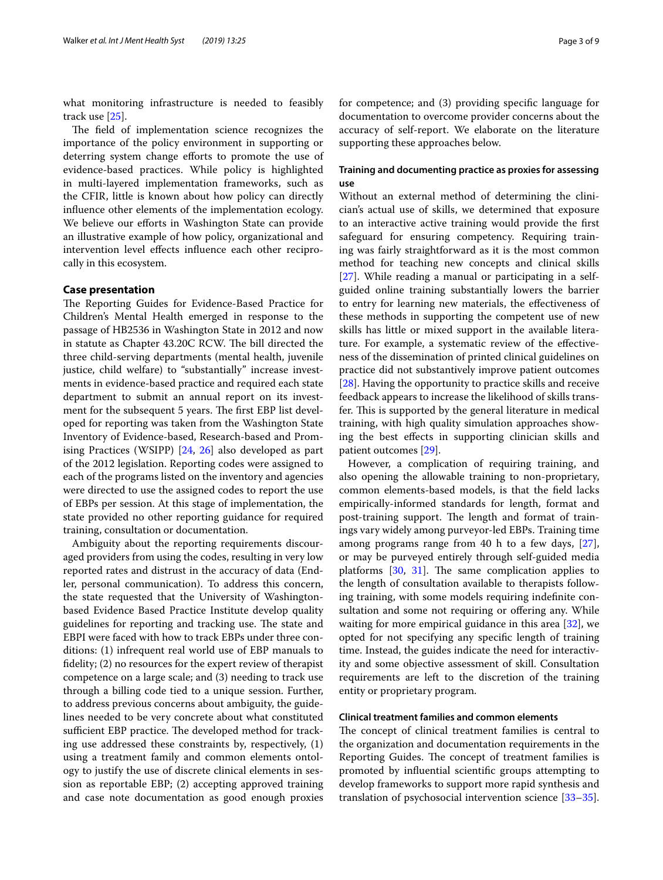what monitoring infrastructure is needed to feasibly track use [25].

The field of implementation science recognizes the importance of the policy environment in supporting or deterring system change efforts to promote the use of evidence-based practices. While policy is highlighted in multi-layered implementation frameworks, such as the CFIR, little is known about how policy can directly influence other elements of the implementation ecology. We believe our efforts in Washington State can provide an illustrative example of how policy, organizational and intervention level effects influence each other reciprocally in this ecosystem.

## Case presentation

The Reporting Guides for Evidence-Based Practice for Children's Mental Health emerged in response to the passage of HB2536 in Washington State in 2012 and now in statute as Chapter 43.20C RCW. The bill directed the three child-serving departments (mental health, juvenile justice, child welfare) to "substantially" increase investments in evidence-based practice and required each state department to submit an annual report on its investment for the subsequent 5 years. The first EBP list developed for reporting was taken from the Washington State Inventory of Evidence-based, Research-based and Promising Practices (WSIPP) [24, 26] also developed as part of the 2012 legislation. Reporting codes were assigned to each of the programs listed on the inventory and agencies were directed to use the assigned codes to report the use of EBPs per session. At this stage of implementation, the state provided no other reporting guidance for required training, consultation or documentation.

Ambiguity about the reporting requirements discouraged providers from using the codes, resulting in very low reported rates and distrust in the accuracy of data (Endler, personal communication). To address this concern, the state requested that the University of Washington-based Evidence Based Practice Institute develop quality guidelines for reporting and tracking use. The state and EBPI were faced with how to track EBPs under three conditions: (1) infrequent real world use of EBP manuals to fidelity; (2) no resources for the expert review of therapist competence on a large scale; and (3) needing to track use through a billing code tied to a unique session. Further, to address previous concerns about ambiguity, the guidelines needed to be very concrete about what constituted sufficient EBP practice. The developed method for tracking use addressed these constraints by, respectively, (1) using a treatment family and common elements ontology to justify the use of discrete clinical elements in session as reportable EBP; (2) accepting approved training and case note documentation as good enough proxies for competence; and (3) providing specific language for documentation to overcome provider concerns about the accuracy of self-report. We elaborate on the literature supporting these approaches below.

### Training and documenting practice as proxies for assessing use

Without an external method of determining the clinician's actual use of skills, we determined that exposure to an interactive active training would provide the first safeguard for ensuring competency. Requiring training was fairly straightforward as it is the most common method for teaching new concepts and clinical skills [27]. While reading a manual or participating in a self-guided online training substantially lowers the barrier to entry for learning new materials, the effectiveness of these methods in supporting the competent use of new skills has little or mixed support in the available literature. For example, a systematic review of the effectiveness of the dissemination of printed clinical guidelines on practice did not substantively improve patient outcomes [28]. Having the opportunity to practice skills and receive feedback appears to increase the likelihood of skills transfer. This is supported by the general literature in medical training, with high quality simulation approaches showing the best effects in supporting clinician skills and patient outcomes [29].

However, a complication of requiring training, and also opening the allowable training to non-proprietary, common elements-based models, is that the field lacks empirically-informed standards for length, format and post-training support. The length and format of trainings vary widely among purveyor-led EBPs. Training time among programs range from 40 h to a few days, [27], or may be purveyed entirely through self-guided media platforms [30, 31]. The same complication applies to the length of consultation available to therapists following training, with some models requiring indefinite consultation and some not requiring or offering any. While waiting for more empirical guidance in this area [32], we opted for not specifying any specific length of training time. Instead, the guides indicate the need for interactivity and some objective assessment of skill. Consultation requirements are left to the discretion of the training entity or proprietary program.

### Clinical treatment families and common elements

The concept of clinical treatment families is central to the organization and documentation requirements in the Reporting Guides. The concept of treatment families is promoted by influential scientific groups attempting to develop frameworks to support more rapid synthesis and translation of psychosocial intervention science [33–35].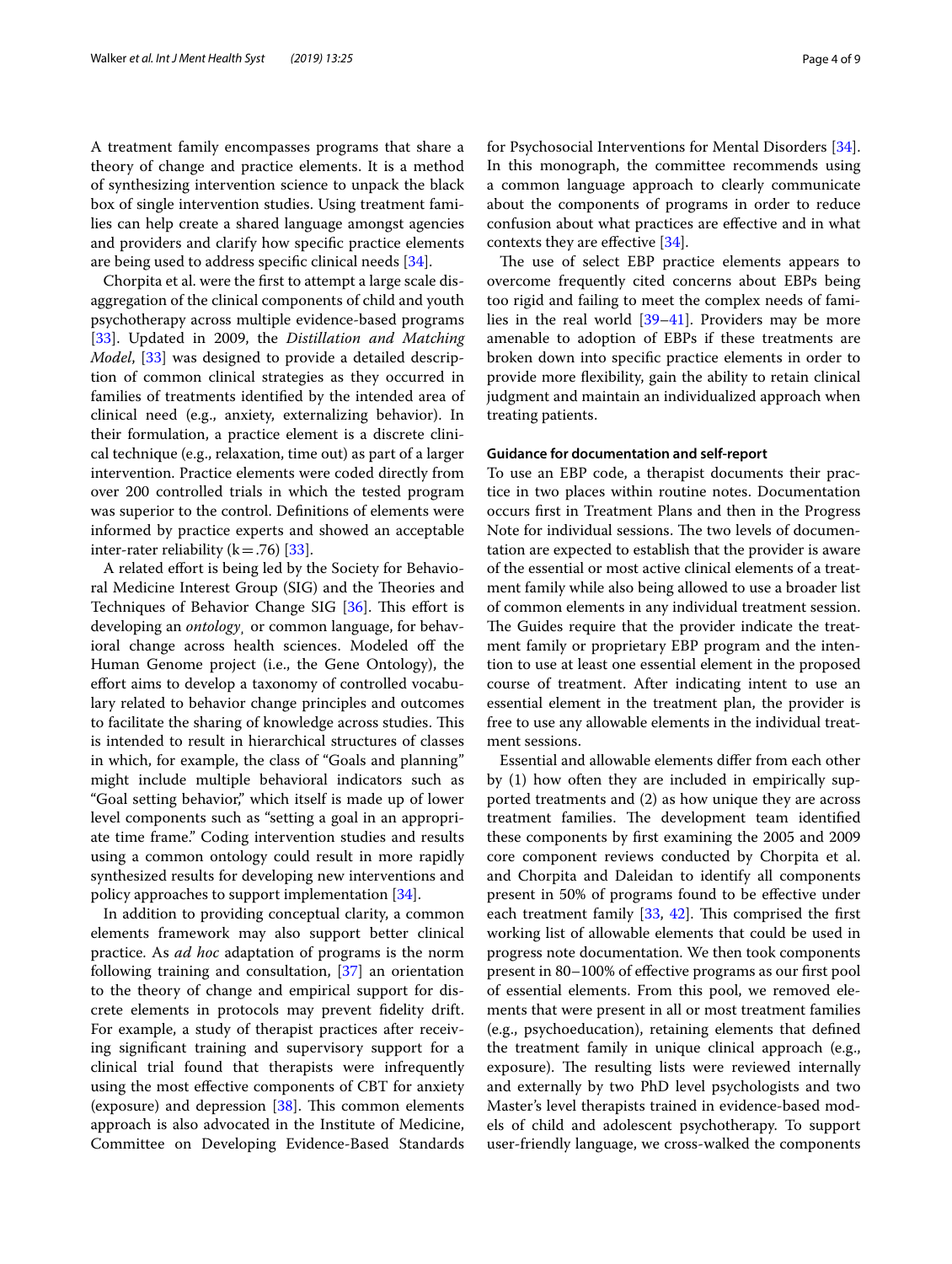A treatment family encompasses programs that share a theory of change and practice elements. It is a method of synthesizing intervention science to unpack the black box of single intervention studies. Using treatment families can help create a shared language amongst agencies and providers and clarify how specific practice elements are being used to address specific clinical needs [34].

Chorpita et al. were the first to attempt a large scale disaggregation of the clinical components of child and youth psychotherapy across multiple evidence-based programs [33]. Updated in 2009, the *Distillation and Matching Model*, [33] was designed to provide a detailed description of common clinical strategies as they occurred in families of treatments identified by the intended area of clinical need (e.g., anxiety, externalizing behavior). In their formulation, a practice element is a discrete clinical technique (e.g., relaxation, time out) as part of a larger intervention. Practice elements were coded directly from over 200 controlled trials in which the tested program was superior to the control. Definitions of elements were informed by practice experts and showed an acceptable inter-rater reliability ($k = .76$) [33].

A related effort is being led by the Society for Behavioral Medicine Interest Group (SIG) and the Theories and Techniques of Behavior Change SIG [36]. This effort is developing an *ontology*, or common language, for behavioral change across health sciences. Modeled off the Human Genome project (i.e., the Gene Ontology), the effort aims to develop a taxonomy of controlled vocabulary related to behavior change principles and outcomes to facilitate the sharing of knowledge across studies. This is intended to result in hierarchical structures of classes in which, for example, the class of "Goals and planning" might include multiple behavioral indicators such as "Goal setting behavior," which itself is made up of lower level components such as "setting a goal in an appropriate time frame." Coding intervention studies and results using a common ontology could result in more rapidly synthesized results for developing new interventions and policy approaches to support implementation [34].

In addition to providing conceptual clarity, a common elements framework may also support better clinical practice. As *ad hoc* adaptation of programs is the norm following training and consultation, [37] an orientation to the theory of change and empirical support for discrete elements in protocols may prevent fidelity drift. For example, a study of therapist practices after receiving significant training and supervisory support for a clinical trial found that therapists were infrequently using the most effective components of CBT for anxiety (exposure) and depression [38]. This common elements approach is also advocated in the Institute of Medicine, Committee on Developing Evidence-Based Standards for Psychosocial Interventions for Mental Disorders [34]. In this monograph, the committee recommends using a common language approach to clearly communicate about the components of programs in order to reduce confusion about what practices are effective and in what contexts they are effective [34].

The use of select EBP practice elements appears to overcome frequently cited concerns about EBPs being too rigid and failing to meet the complex needs of families in the real world [39–41]. Providers may be more amenable to adoption of EBPs if these treatments are broken down into specific practice elements in order to provide more flexibility, gain the ability to retain clinical judgment and maintain an individualized approach when treating patients.

#### Guidance for documentation and self-report

To use an EBP code, a therapist documents their practice in two places within routine notes. Documentation occurs first in Treatment Plans and then in the Progress Note for individual sessions. The two levels of documentation are expected to establish that the provider is aware of the essential or most active clinical elements of a treatment family while also being allowed to use a broader list of common elements in any individual treatment session. The Guides require that the provider indicate the treatment family or proprietary EBP program and the intention to use at least one essential element in the proposed course of treatment. After indicating intent to use an essential element in the treatment plan, the provider is free to use any allowable elements in the individual treatment sessions.

Essential and allowable elements differ from each other by (1) how often they are included in empirically supported treatments and (2) as how unique they are across treatment families. The development team identified these components by first examining the 2005 and 2009 core component reviews conducted by Chorpita et al. and Chorpita and Daleidan to identify all components present in 50% of programs found to be effective under each treatment family [33, 42]. This comprised the first working list of allowable elements that could be used in progress note documentation. We then took components present in 80–100% of effective programs as our first pool of essential elements. From this pool, we removed elements that were present in all or most treatment families (e.g., psychoeducation), retaining elements that defined the treatment family in unique clinical approach (e.g., exposure). The resulting lists were reviewed internally and externally by two PhD level psychologists and two Master's level therapists trained in evidence-based models of child and adolescent psychotherapy. To support user-friendly language, we cross-walked the components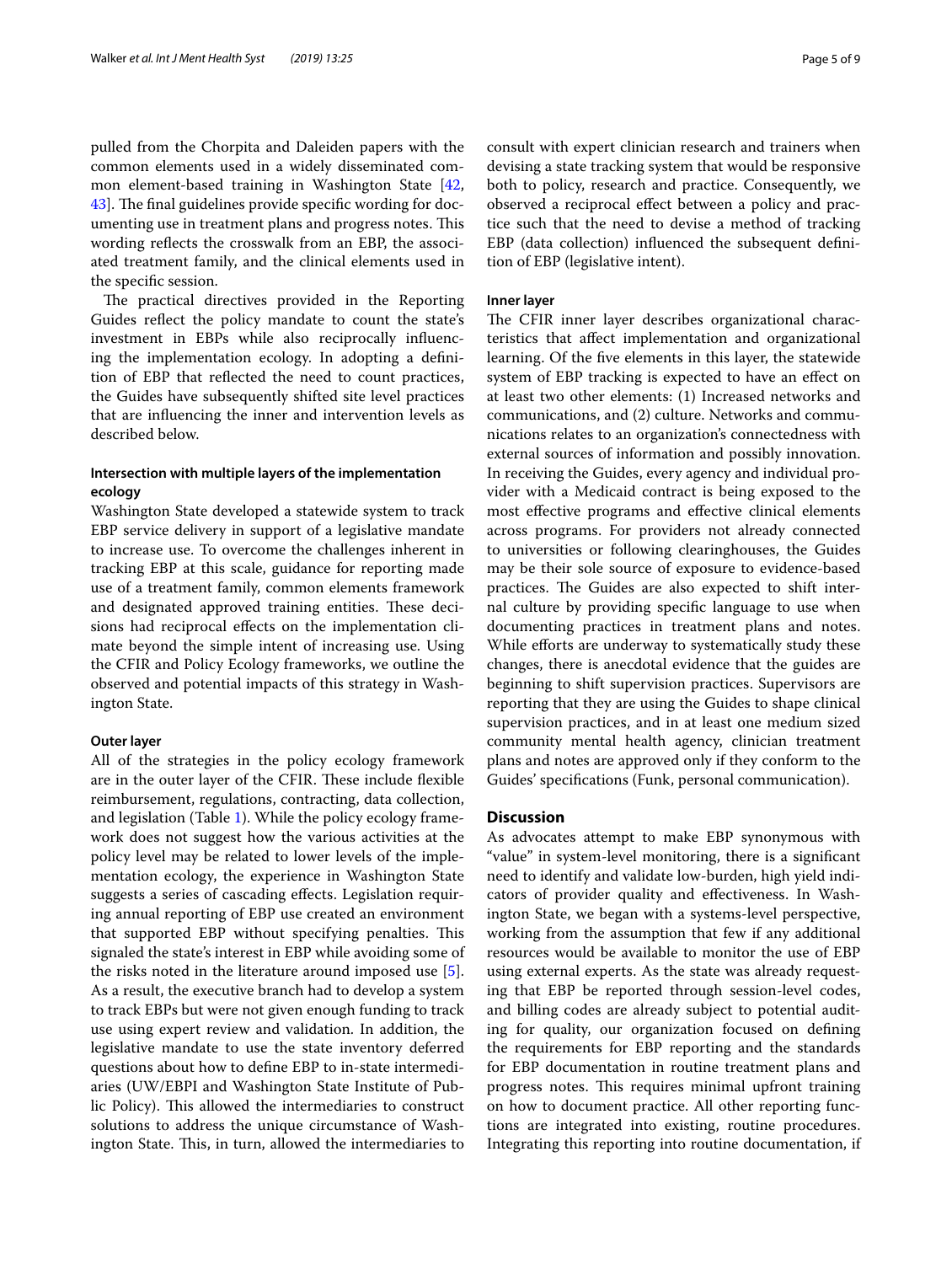pulled from the Chorpita and Daleiden papers with the common elements used in a widely disseminated common element-based training in Washington State [42, 43]. The final guidelines provide specific wording for documenting use in treatment plans and progress notes. This wording reflects the crosswalk from an EBP, the associated treatment family, and the clinical elements used in the specific session.

The practical directives provided in the Reporting Guides reflect the policy mandate to count the state's investment in EBPs while also reciprocally influencing the implementation ecology. In adopting a definition of EBP that reflected the need to count practices, the Guides have subsequently shifted site level practices that are influencing the inner and intervention levels as described below.

### Intersection with multiple layers of the implementation ecology

Washington State developed a statewide system to track EBP service delivery in support of a legislative mandate to increase use. To overcome the challenges inherent in tracking EBP at this scale, guidance for reporting made use of a treatment family, common elements framework and designated approved training entities. These decisions had reciprocal effects on the implementation climate beyond the simple intent of increasing use. Using the CFIR and Policy Ecology frameworks, we outline the observed and potential impacts of this strategy in Washington State.

#### Outer layer

All of the strategies in the policy ecology framework are in the outer layer of the CFIR. These include flexible reimbursement, regulations, contracting, data collection, and legislation (Table 1). While the policy ecology framework does not suggest how the various activities at the policy level may be related to lower levels of the implementation ecology, the experience in Washington State suggests a series of cascading effects. Legislation requiring annual reporting of EBP use created an environment that supported EBP without specifying penalties. This signaled the state's interest in EBP while avoiding some of the risks noted in the literature around imposed use [5]. As a result, the executive branch had to develop a system to track EBPs but were not given enough funding to track use using expert review and validation. In addition, the legislative mandate to use the state inventory deferred questions about how to define EBP to in-state intermediaries (UW/EBPI and Washington State Institute of Public Policy). This allowed the intermediaries to construct solutions to address the unique circumstance of Washington State. This, in turn, allowed the intermediaries to consult with expert clinician research and trainers when devising a state tracking system that would be responsive both to policy, research and practice. Consequently, we observed a reciprocal effect between a policy and practice such that the need to devise a method of tracking EBP (data collection) influenced the subsequent definition of EBP (legislative intent).

#### Inner layer

The CFIR inner layer describes organizational characteristics that affect implementation and organizational learning. Of the five elements in this layer, the statewide system of EBP tracking is expected to have an effect on at least two other elements: (1) Increased networks and communications, and (2) culture. Networks and communications relates to an organization's connectedness with external sources of information and possibly innovation. In receiving the Guides, every agency and individual provider with a Medicaid contract is being exposed to the most effective programs and effective clinical elements across programs. For providers not already connected to universities or following clearinghouses, the Guides may be their sole source of exposure to evidence-based practices. The Guides are also expected to shift internal culture by providing specific language to use when documenting practices in treatment plans and notes. While efforts are underway to systematically study these changes, there is anecdotal evidence that the guides are beginning to shift supervision practices. Supervisors are reporting that they are using the Guides to shape clinical supervision practices, and in at least one medium sized community mental health agency, clinician treatment plans and notes are approved only if they conform to the Guides' specifications (Funk, personal communication).

## Discussion

As advocates attempt to make EBP synonymous with "value" in system-level monitoring, there is a significant need to identify and validate low-burden, high yield indicators of provider quality and effectiveness. In Washington State, we began with a systems-level perspective, working from the assumption that few if any additional resources would be available to monitor the use of EBP using external experts. As the state was already requesting that EBP be reported through session-level codes, and billing codes are already subject to potential auditing for quality, our organization focused on defining the requirements for EBP reporting and the standards for EBP documentation in routine treatment plans and progress notes. This requires minimal upfront training on how to document practice. All other reporting functions are integrated into existing, routine procedures. Integrating this reporting into routine documentation, if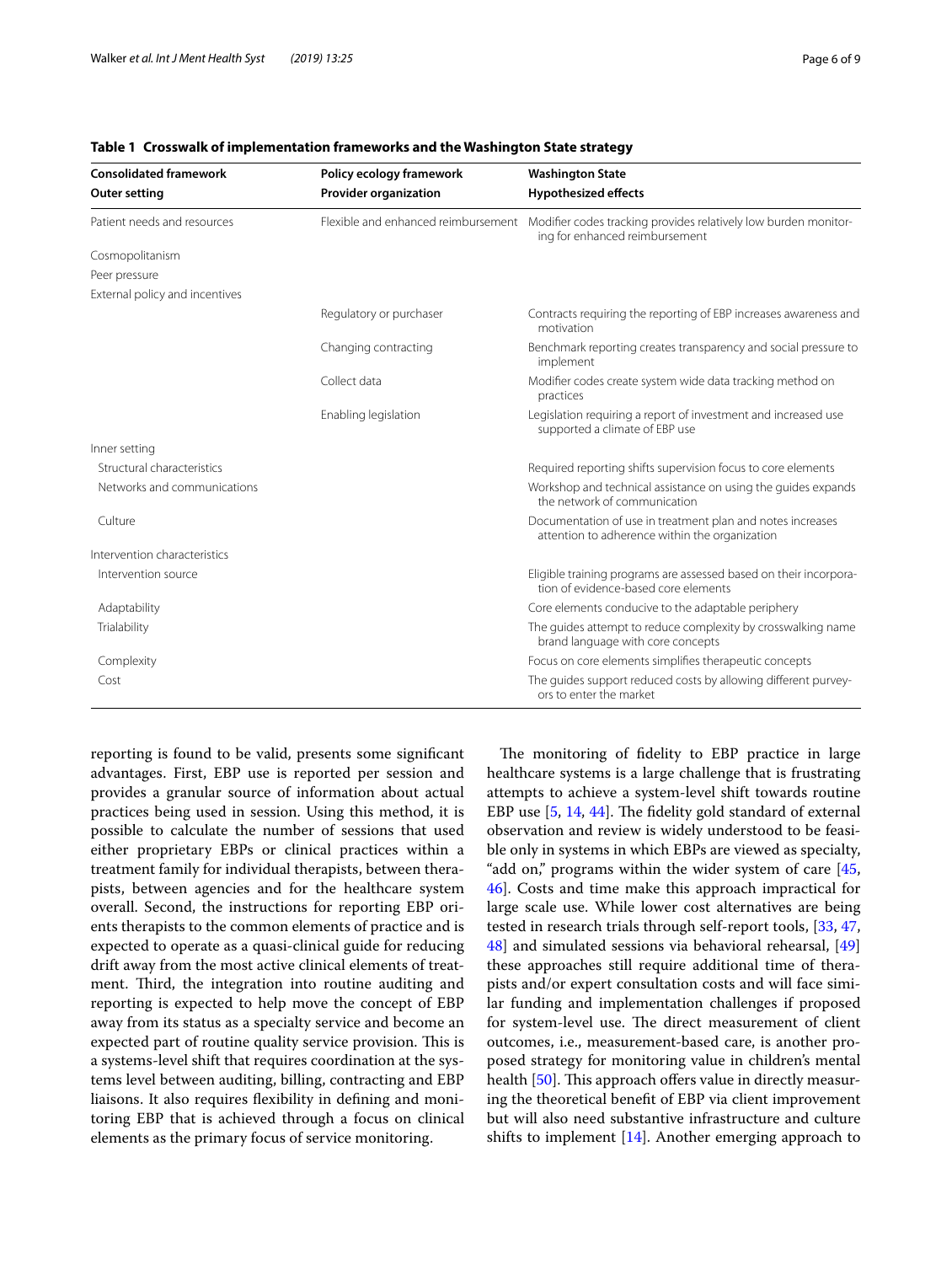**Table 1 Crosswalk of implementation frameworks and the Washington State strategy**

| Consolidated framework | Policy ecology framework | Washington State |
|---|---|---|
| **Outer setting** | **Provider organization** | **Hypothesized effects** |
| Patient needs and resources | Flexible and enhanced reimbursement | Modifier codes tracking provides relatively low burden monitoring for enhanced reimbursement |
| Cosmopolitanism | | |
| Peer pressure | | |
| External policy and incentives | | |
| | Regulatory or purchaser | Contracts requiring the reporting of EBP increases awareness and motivation |
| | Changing contracting | Benchmark reporting creates transparency and social pressure to implement |
| | Collect data | Modifier codes create system wide data tracking method on practices |
| | Enabling legislation | Legislation requiring a report of investment and increased use supported a climate of EBP use |
| Inner setting | | |
| Structural characteristics | | Required reporting shifts supervision focus to core elements |
| Networks and communications | | Workshop and technical assistance on using the guides expands the network of communication |
| Culture | | Documentation of use in treatment plan and notes increases attention to adherence within the organization |
| Intervention characteristics | | |
| Intervention source | | Eligible training programs are assessed based on their incorporation of evidence-based core elements |
| Adaptability | | Core elements conducive to the adaptable periphery |
| Trialability | | The guides attempt to reduce complexity by crosswalking name brand language with core concepts |
| Complexity | | Focus on core elements simplifies therapeutic concepts |
| Cost | | The guides support reduced costs by allowing different purveyors to enter the market |

reporting is found to be valid, presents some significant advantages. First, EBP use is reported per session and provides a granular source of information about actual practices being used in session. Using this method, it is possible to calculate the number of sessions that used either proprietary EBPs or clinical practices within a treatment family for individual therapists, between therapists, between agencies and for the healthcare system overall. Second, the instructions for reporting EBP orients therapists to the common elements of practice and is expected to operate as a quasi-clinical guide for reducing drift away from the most active clinical elements of treatment. Third, the integration into routine auditing and reporting is expected to help move the concept of EBP away from its status as a specialty service and become an expected part of routine quality service provision. This is a systems-level shift that requires coordination at the systems level between auditing, billing, contracting and EBP liaisons. It also requires flexibility in defining and monitoring EBP that is achieved through a focus on clinical elements as the primary focus of service monitoring.

The monitoring of fidelity to EBP practice in large healthcare systems is a large challenge that is frustrating attempts to achieve a system-level shift towards routine EBP use [5, 14, 44]. The fidelity gold standard of external observation and review is widely understood to be feasible only in systems in which EBPs are viewed as specialty, "add on," programs within the wider system of care [45, 46]. Costs and time make this approach impractical for large scale use. While lower cost alternatives are being tested in research trials through self-report tools, [33, 47, 48] and simulated sessions via behavioral rehearsal, [49] these approaches still require additional time of therapists and/or expert consultation costs and will face similar funding and implementation challenges if proposed for system-level use. The direct measurement of client outcomes, i.e., measurement-based care, is another proposed strategy for monitoring value in children's mental health [50]. This approach offers value in directly measuring the theoretical benefit of EBP via client improvement but will also need substantive infrastructure and culture shifts to implement [14]. Another emerging approach to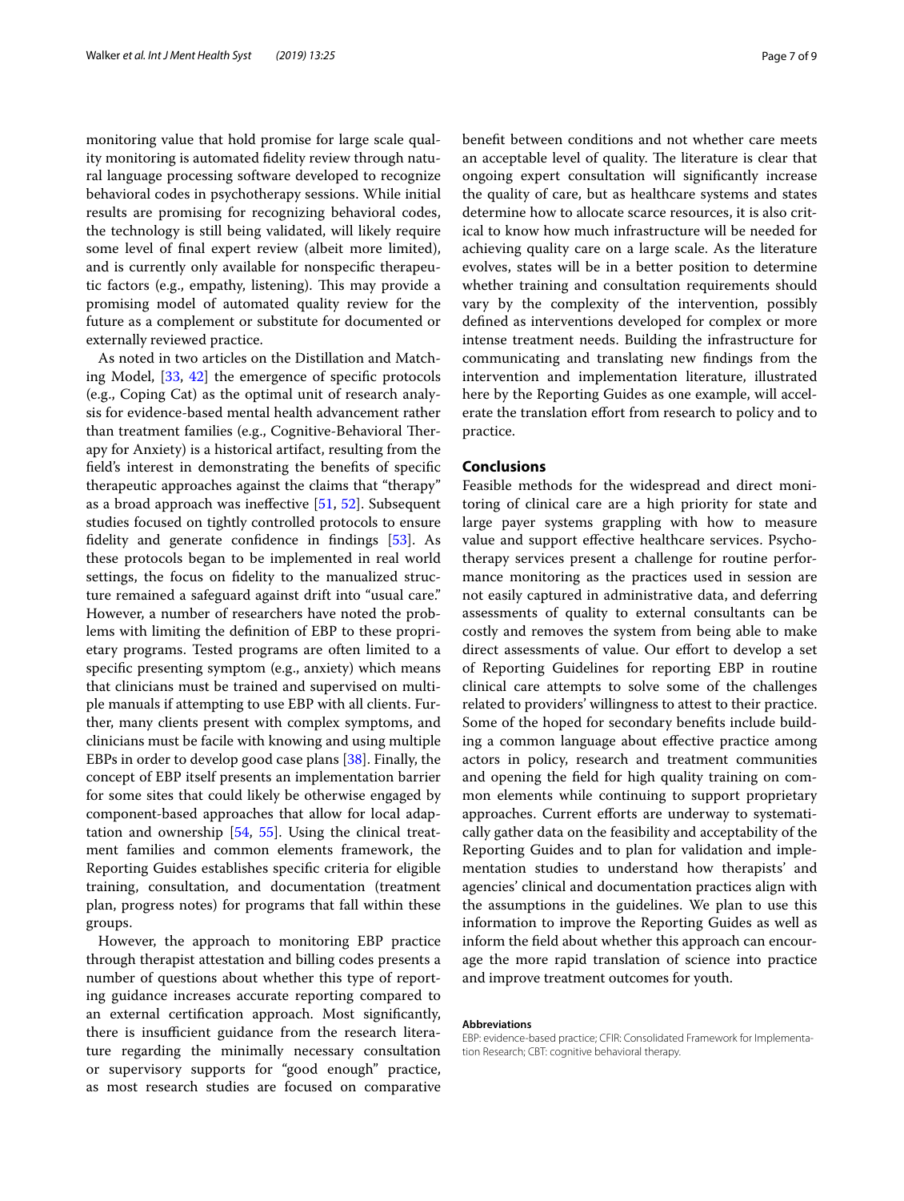monitoring value that hold promise for large scale quality monitoring is automated fidelity review through natural language processing software developed to recognize behavioral codes in psychotherapy sessions. While initial results are promising for recognizing behavioral codes, the technology is still being validated, will likely require some level of final expert review (albeit more limited), and is currently only available for nonspecific therapeutic factors (e.g., empathy, listening). This may provide a promising model of automated quality review for the future as a complement or substitute for documented or externally reviewed practice.

As noted in two articles on the Distillation and Matching Model, [33, 42] the emergence of specific protocols (e.g., Coping Cat) as the optimal unit of research analysis for evidence-based mental health advancement rather than treatment families (e.g., Cognitive-Behavioral Therapy for Anxiety) is a historical artifact, resulting from the field's interest in demonstrating the benefits of specific therapeutic approaches against the claims that "therapy" as a broad approach was ineffective [51, 52]. Subsequent studies focused on tightly controlled protocols to ensure fidelity and generate confidence in findings [53]. As these protocols began to be implemented in real world settings, the focus on fidelity to the manualized structure remained a safeguard against drift into "usual care." However, a number of researchers have noted the problems with limiting the definition of EBP to these proprietary programs. Tested programs are often limited to a specific presenting symptom (e.g., anxiety) which means that clinicians must be trained and supervised on multiple manuals if attempting to use EBP with all clients. Further, many clients present with complex symptoms, and clinicians must be facile with knowing and using multiple EBPs in order to develop good case plans [38]. Finally, the concept of EBP itself presents an implementation barrier for some sites that could likely be otherwise engaged by component-based approaches that allow for local adaptation and ownership [54, 55]. Using the clinical treatment families and common elements framework, the Reporting Guides establishes specific criteria for eligible training, consultation, and documentation (treatment plan, progress notes) for programs that fall within these groups.

However, the approach to monitoring EBP practice through therapist attestation and billing codes presents a number of questions about whether this type of reporting guidance increases accurate reporting compared to an external certification approach. Most significantly, there is insufficient guidance from the research literature regarding the minimally necessary consultation or supervisory supports for "good enough" practice, as most research studies are focused on comparative benefit between conditions and not whether care meets an acceptable level of quality. The literature is clear that ongoing expert consultation will significantly increase the quality of care, but as healthcare systems and states determine how to allocate scarce resources, it is also critical to know how much infrastructure will be needed for achieving quality care on a large scale. As the literature evolves, states will be in a better position to determine whether training and consultation requirements should vary by the complexity of the intervention, possibly defined as interventions developed for complex or more intense treatment needs. Building the infrastructure for communicating and translating new findings from the intervention and implementation literature, illustrated here by the Reporting Guides as one example, will accelerate the translation effort from research to policy and to practice.

## Conclusions

Feasible methods for the widespread and direct monitoring of clinical care are a high priority for state and large payer systems grappling with how to measure value and support effective healthcare services. Psychotherapy services present a challenge for routine performance monitoring as the practices used in session are not easily captured in administrative data, and deferring assessments of quality to external consultants can be costly and removes the system from being able to make direct assessments of value. Our effort to develop a set of Reporting Guidelines for reporting EBP in routine clinical care attempts to solve some of the challenges related to providers' willingness to attest to their practice. Some of the hoped for secondary benefits include building a common language about effective practice among actors in policy, research and treatment communities and opening the field for high quality training on common elements while continuing to support proprietary approaches. Current efforts are underway to systematically gather data on the feasibility and acceptability of the Reporting Guides and to plan for validation and implementation studies to understand how therapists' and agencies' clinical and documentation practices align with the assumptions in the guidelines. We plan to use this information to improve the Reporting Guides as well as inform the field about whether this approach can encourage the more rapid translation of science into practice and improve treatment outcomes for youth.

#### Abbreviations

EBP: evidence-based practice; CFIR: Consolidated Framework for Implementation Research; CBT: cognitive behavioral therapy.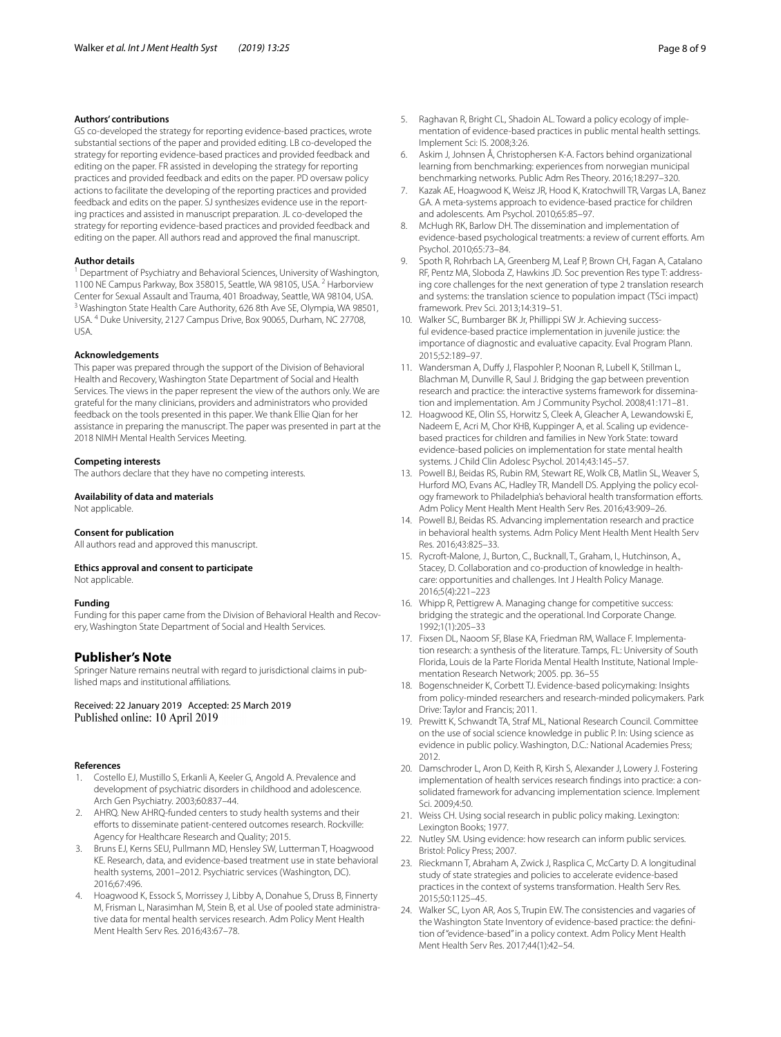### Authors' contributions

GS co-developed the strategy for reporting evidence-based practices, wrote substantial sections of the paper and provided editing. LB co-developed the strategy for reporting evidence-based practices and provided feedback and editing on the paper. FR assisted in developing the strategy for reporting practices and provided feedback and edits on the paper. PD oversaw policy actions to facilitate the developing of the reporting practices and provided feedback and edits on the paper. SJ synthesizes evidence use in the reporting practices and assisted in manuscript preparation. JL co-developed the strategy for reporting evidence-based practices and provided feedback and editing on the paper. All authors read and approved the final manuscript.

### Author details

[1] Department of Psychiatry and Behavioral Sciences, University of Washington, 1100 NE Campus Parkway, Box 358015, Seattle, WA 98105, USA. [2] Harborview Center for Sexual Assault and Trauma, 401 Broadway, Seattle, WA 98104, USA. [3] Washington State Health Care Authority, 626 8th Ave SE, Olympia, WA 98501, USA. [4] Duke University, 2127 Campus Drive, Box 90065, Durham, NC 27708, USA.

### Acknowledgements

This paper was prepared through the support of the Division of Behavioral Health and Recovery, Washington State Department of Social and Health Services. The views in the paper represent the view of the authors only. We are grateful for the many clinicians, providers and administrators who provided feedback on the tools presented in this paper. We thank Ellie Qian for her assistance in preparing the manuscript. The paper was presented in part at the 2018 NIMH Mental Health Services Meeting.

### Competing interests

The authors declare that they have no competing interests.

### Availability of data and materials

Not applicable.

### Consent for publication

All authors read and approved this manuscript.

### Ethics approval and consent to participate

Not applicable.

### Funding

Funding for this paper came from the Division of Behavioral Health and Recovery, Washington State Department of Social and Health Services.

## Publisher's Note

Springer Nature remains neutral with regard to jurisdictional claims in published maps and institutional affiliations.

Received: 22 January 2019 Accepted: 25 March 2019
Published online: 10 April 2019

### References

1. Costello EJ, Mustillo S, Erkanli A, Keeler G, Angold A. Prevalence and development of psychiatric disorders in childhood and adolescence. Arch Gen Psychiatry. 2003;60:837–44.
2. AHRQ. New AHRQ-funded centers to study health systems and their efforts to disseminate patient-centered outcomes research. Rockville: Agency for Healthcare Research and Quality; 2015.
3. Bruns EJ, Kerns SEU, Pullmann MD, Hensley SW, Lutterman T, Hoagwood KE. Research, data, and evidence-based treatment use in state behavioral health systems, 2001–2012. Psychiatric services (Washington, DC). 2016;67:496.
4. Hoagwood K, Essock S, Morrissey J, Libby A, Donahue S, Druss B, Finnerty M, Frisman L, Narasimhan M, Stein B, et al. Use of pooled state administrative data for mental health services research. Adm Policy Ment Health Ment Health Serv Res. 2016;43:67–78.
5. Raghavan R, Bright CL, Shadoin AL. Toward a policy ecology of implementation of evidence-based practices in public mental health settings. Implement Sci: IS. 2008;3:26.
6. Askim J, Johnsen Å, Christophersen K-A. Factors behind organizational learning from benchmarking: experiences from norwegian municipal benchmarking networks. Public Adm Res Theory. 2016;18:297–320.
7. Kazak AE, Hoagwood K, Weisz JR, Hood K, Kratochwill TR, Vargas LA, Banez GA. A meta-systems approach to evidence-based practice for children and adolescents. Am Psychol. 2010;65:85–97.
8. McHugh RK, Barlow DH. The dissemination and implementation of evidence-based psychological treatments: a review of current efforts. Am Psychol. 2010;65:73–84.
9. Spoth R, Rohrbach LA, Greenberg M, Leaf P, Brown CH, Fagan A, Catalano RF, Pentz MA, Sloboda Z, Hawkins JD. Soc prevention Res type T: addressing core challenges for the next generation of type 2 translation research and systems: the translation science to population impact (TSci impact) framework. Prev Sci. 2013;14:319–51.
10. Walker SC, Bumbarger BK Jr, Phillippi SW Jr. Achieving successful evidence-based practice implementation in juvenile justice: the importance of diagnostic and evaluative capacity. Eval Program Plann. 2015;52:189–97.
11. Wandersman A, Duffy J, Flaspohler P, Noonan R, Lubell K, Stillman L, Blachman M, Dunville R, Saul J. Bridging the gap between prevention research and practice: the interactive systems framework for dissemination and implementation. Am J Community Psychol. 2008;41:171–81.
12. Hoagwood KE, Olin SS, Horwitz S, Cleek A, Gleacher A, Lewandowski E, Nadeem E, Acri M, Chor KHB, Kuppinger A, et al. Scaling up evidence-based practices for children and families in New York State: toward evidence-based policies on implementation for state mental health systems. J Child Clin Adolesc Psychol. 2014;43:145–57.
13. Powell BJ, Beidas RS, Rubin RM, Stewart RE, Wolk CB, Matlin SL, Weaver S, Hurford MO, Evans AC, Hadley TR, Mandell DS. Applying the policy ecology framework to Philadelphia's behavioral health transformation efforts. Adm Policy Ment Health Ment Health Serv Res. 2016;43:909–26.
14. Powell BJ, Beidas RS. Advancing implementation research and practice in behavioral health systems. Adm Policy Ment Health Ment Health Serv Res. 2016;43:825–33.
15. Rycroft-Malone, J., Burton, C., Bucknall, T., Graham, I., Hutchinson, A., Stacey, D. Collaboration and co-production of knowledge in healthcare: opportunities and challenges. Int J Health Policy Manage. 2016;5(4):221–223
16. Whipp R, Pettigrew A. Managing change for competitive success: bridging the strategic and the operational. Ind Corporate Change. 1992;1(1):205–33
17. Fixsen DL, Naoom SF, Blase KA, Friedman RM, Wallace F. Implementation research: a synthesis of the literature. Tamps, FL: University of South Florida, Louis de la Parte Florida Mental Health Institute, National Implementation Research Network; 2005. pp. 36–55
18. Bogenschneider K, Corbett TJ. Evidence-based policymaking: Insights from policy-minded researchers and research-minded policymakers. Park Drive: Taylor and Francis; 2011.
19. Prewitt K, Schwandt TA, Straf ML, National Research Council. Committee on the use of social science knowledge in public P. In: Using science as evidence in public policy. Washington, D.C.: National Academies Press; 2012.
20. Damschroder L, Aron D, Keith R, Kirsh S, Alexander J, Lowery J. Fostering implementation of health services research findings into practice: a consolidated framework for advancing implementation science. Implement Sci. 2009;4:50.
21. Weiss CH. Using social research in public policy making. Lexington: Lexington Books; 1977.
22. Nutley SM. Using evidence: how research can inform public services. Bristol: Policy Press; 2007.
23. Rieckmann T, Abraham A, Zwick J, Rasplica C, McCarty D. A longitudinal study of state strategies and policies to accelerate evidence-based practices in the context of systems transformation. Health Serv Res. 2015;50:1125–45.
24. Walker SC, Lyon AR, Aos S, Trupin EW. The consistencies and vagaries of the Washington State Inventory of evidence-based practice: the definition of "evidence-based" in a policy context. Adm Policy Ment Health Ment Health Serv Res. 2017;44(1):42–54.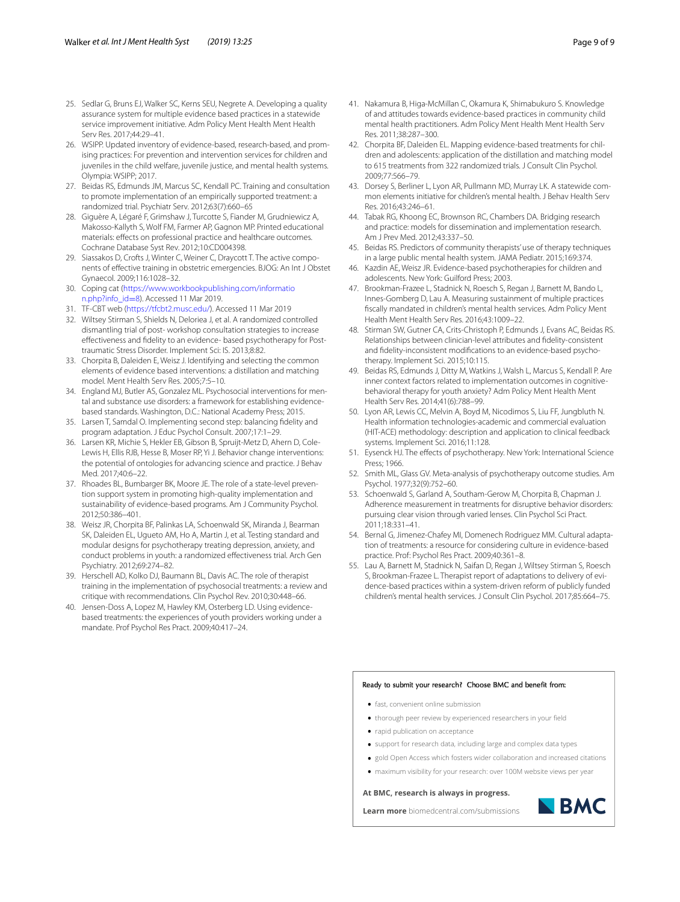25. Sedlar G, Bruns EJ, Walker SC, Kerns SEU, Negrete A. Developing a quality assurance system for multiple evidence based practices in a statewide service improvement initiative. Adm Policy Ment Health Ment Health Serv Res. 2017;44:29–41.
26. WSIPP. Updated inventory of evidence-based, research-based, and promising practices: For prevention and intervention services for children and juveniles in the child welfare, juvenile justice, and mental health systems. Olympia: WSIPP; 2017.
27. Beidas RS, Edmunds JM, Marcus SC, Kendall PC. Training and consultation to promote implementation of an empirically supported treatment: a randomized trial. Psychiatr Serv. 2012;63(7):660–65
28. Giguère A, Légaré F, Grimshaw J, Turcotte S, Fiander M, Grudniewicz A, Makosso-Kallyth S, Wolf FM, Farmer AP, Gagnon MP. Printed educational materials: effects on professional practice and healthcare outcomes. Cochrane Database Syst Rev. 2012;10:CD004398.
29. Siassakos D, Crofts J, Winter C, Weiner C, Draycott T. The active components of effective training in obstetric emergencies. BJOG: An Int J Obstet Gynaecol. 2009;116:1028–32.
30. Coping cat (https://www.workbookpublishing.com/information.php?info_id=8). Accessed 11 Mar 2019.
31. TF-CBT web (https://tfcbt2.musc.edu/). Accessed 11 Mar 2019
32. Wiltsey Stirman S, Shields N, Deloriea J, et al. A randomized controlled dismantling trial of post- workshop consultation strategies to increase effectiveness and fidelity to an evidence- based psychotherapy for Posttraumatic Stress Disorder. Implement Sci: IS. 2013;8:82.
33. Chorpita B, Daleiden E, Weisz J. Identifying and selecting the common elements of evidence based interventions: a distillation and matching model. Ment Health Serv Res. 2005;7:5–10.
34. England MJ, Butler AS, Gonzalez ML. Psychosocial interventions for mental and substance use disorders: a framework for establishing evidence-based standards. Washington, D.C.: National Academy Press; 2015.
35. Larsen T, Samdal O. Implementing second step: balancing fidelity and program adaptation. J Educ Psychol Consult. 2007;17:1–29.
36. Larsen KR, Michie S, Hekler EB, Gibson B, Spruijt-Metz D, Ahern D, Cole-Lewis H, Ellis RJB, Hesse B, Moser RP, Yi J. Behavior change interventions: the potential of ontologies for advancing science and practice. J Behav Med. 2017;40:6–22.
37. Rhoades BL, Bumbarger BK, Moore JE. The role of a state-level prevention support system in promoting high-quality implementation and sustainability of evidence-based programs. Am J Community Psychol. 2012;50:386–401.
38. Weisz JR, Chorpita BF, Palinkas LA, Schoenwald SK, Miranda J, Bearman SK, Daleiden EL, Ugueto AM, Ho A, Martin J, et al. Testing standard and modular designs for psychotherapy treating depression, anxiety, and conduct problems in youth: a randomized effectiveness trial. Arch Gen Psychiatry. 2012;69:274–82.
39. Herschell AD, Kolko DJ, Baumann BL, Davis AC. The role of therapist training in the implementation of psychosocial treatments: a review and critique with recommendations. Clin Psychol Rev. 2010;30:448–66.
40. Jensen-Doss A, Lopez M, Hawley KM, Osterberg LD. Using evidence-based treatments: the experiences of youth providers working under a mandate. Prof Psychol Res Pract. 2009;40:417–24.
41. Nakamura B, Higa-McMillan C, Okamura K, Shimabukuro S. Knowledge of and attitudes towards evidence-based practices in community child mental health practitioners. Adm Policy Ment Health Ment Health Serv Res. 2011;38:287–300.
42. Chorpita BF, Daleiden EL. Mapping evidence-based treatments for children and adolescents: application of the distillation and matching model to 615 treatments from 322 randomized trials. J Consult Clin Psychol. 2009;77:566–79.
43. Dorsey S, Berliner L, Lyon AR, Pullmann MD, Murray LK. A statewide common elements initiative for children's mental health. J Behav Health Serv Res. 2016;43:246–61.
44. Tabak RG, Khoong EC, Brownson RC, Chambers DA. Bridging research and practice: models for dissemination and implementation research. Am J Prev Med. 2012;43:337–50.
45. Beidas RS. Predictors of community therapists' use of therapy techniques in a large public mental health system. JAMA Pediatr. 2015;169:374.
46. Kazdin AE, Weisz JR. Evidence-based psychotherapies for children and adolescents. New York: Guilford Press; 2003.
47. Brookman-Frazee L, Stadnick N, Roesch S, Regan J, Barnett M, Bando L, Innes-Gomberg D, Lau A. Measuring sustainment of multiple practices fiscally mandated in children's mental health services. Adm Policy Ment Health Ment Health Serv Res. 2016;43:1009–22.
48. Stirman SW, Gutner CA, Crits-Christoph P, Edmunds J, Evans AC, Beidas RS. Relationships between clinician-level attributes and fidelity-consistent and fidelity-inconsistent modifications to an evidence-based psychotherapy. Implement Sci. 2015;10:115.
49. Beidas RS, Edmunds J, Ditty M, Watkins J, Walsh L, Marcus S, Kendall P. Are inner context factors related to implementation outcomes in cognitive-behavioral therapy for youth anxiety? Adm Policy Ment Health Ment Health Serv Res. 2014;41(6):788–99.
50. Lyon AR, Lewis CC, Melvin A, Boyd M, Nicodimos S, Liu FF, Jungbluth N. Health information technologies-academic and commercial evaluation (HIT-ACE) methodology: description and application to clinical feedback systems. Implement Sci. 2016;11:128.
51. Eysenck HJ. The effects of psychotherapy. New York: International Science Press; 1966.
52. Smith ML, Glass GV. Meta-analysis of psychotherapy outcome studies. Am Psychol. 1977;32(9):752–60.
53. Schoenwald S, Garland A, Southam-Gerow M, Chorpita B, Chapman J. Adherence measurement in treatments for disruptive behavior disorders: pursuing clear vision through varied lenses. Clin Psychol Sci Pract. 2011;18:331–41.
54. Bernal G, Jimenez-Chafey MI, Domenech Rodriguez MM. Cultural adaptation of treatments: a resource for considering culture in evidence-based practice. Prof: Psychol Res Pract. 2009;40:361–8.
55. Lau A, Barnett M, Stadnick N, Saifan D, Regan J, Wiltsey Stirman S, Roesch S, Brookman-Frazee L. Therapist report of adaptations to delivery of evidence-based practices within a system-driven reform of publicly funded children's mental health services. J Consult Clin Psychol. 2017;85:664–75.

Ready to submit your research? Choose BMC and benefit from:

- fast, convenient online submission
- thorough peer review by experienced researchers in your field
- rapid publication on acceptance
- support for research data, including large and complex data types
- gold Open Access which fosters wider collaboration and increased citations
- maximum visibility for your research: over 100M website views per year

**At BMC, research is always in progress.**

**Learn more** biomedcentral.com/submissions

BMC